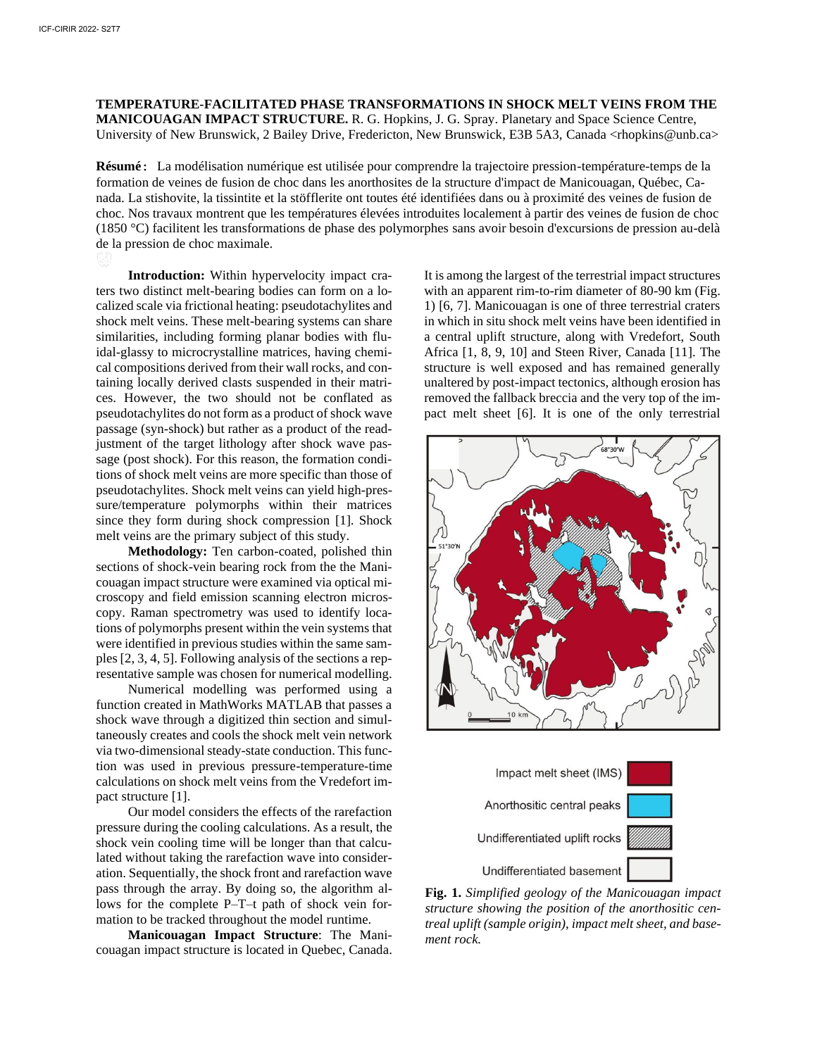**TEMPERATURE-FACILITATED PHASE TRANSFORMATIONS IN SHOCK MELT VEINS FROM THE MANICOUAGAN IMPACT STRUCTURE.** R. G. Hopkins, J. G. Spray. Planetary and Space Science Centre, University of New Brunswick, 2 Bailey Drive, Fredericton, New Brunswick, E3B 5A3, Canada <rhopkins@unb.ca>

**Résumé :** La modélisation numérique est utilisée pour comprendre la trajectoire pression-température-temps de la formation de veines de fusion de choc dans les anorthosites de la structure d'impact de Manicouagan, Québec, Canada. La stishovite, la tissintite et la stöfflerite ont toutes été identifiées dans ou à proximité des veines de fusion de choc. Nos travaux montrent que les températures élevées introduites localement à partir des veines de fusion de choc (1850 °C) facilitent les transformations de phase des polymorphes sans avoir besoin d'excursions de pression au-delà de la pression de choc maximale.

**Introduction:** Within hypervelocity impact craters two distinct melt-bearing bodies can form on a localized scale via frictional heating: pseudotachylites and shock melt veins. These melt-bearing systems can share similarities, including forming planar bodies with fluidal-glassy to microcrystalline matrices, having chemical compositions derived from their wall rocks, and containing locally derived clasts suspended in their matrices. However, the two should not be conflated as pseudotachylites do not form as a product of shock wave passage (syn-shock) but rather as a product of the readjustment of the target lithology after shock wave passage (post shock). For this reason, the formation conditions of shock melt veins are more specific than those of pseudotachylites. Shock melt veins can yield high-pressure/temperature polymorphs within their matrices since they form during shock compression [1]. Shock melt veins are the primary subject of this study.

**Methodology:** Ten carbon-coated, polished thin sections of shock-vein bearing rock from the the Manicouagan impact structure were examined via optical microscopy and field emission scanning electron microscopy. Raman spectrometry was used to identify locations of polymorphs present within the vein systems that were identified in previous studies within the same samples [2, 3, 4, 5]. Following analysis of the sections a representative sample was chosen for numerical modelling.

Numerical modelling was performed using a function created in MathWorks MATLAB that passes a shock wave through a digitized thin section and simultaneously creates and cools the shock melt vein network via two-dimensional steady-state conduction. This function was used in previous pressure-temperature-time calculations on shock melt veins from the Vredefort impact structure [1].

Our model considers the effects of the rarefaction pressure during the cooling calculations. As a result, the shock vein cooling time will be longer than that calculated without taking the rarefaction wave into consideration. Sequentially, the shock front and rarefaction wave pass through the array. By doing so, the algorithm allows for the complete P–T–t path of shock vein formation to be tracked throughout the model runtime.

**Manicouagan Impact Structure**: The Manicouagan impact structure is located in Quebec, Canada. It is among the largest of the terrestrial impact structures with an apparent rim-to-rim diameter of 80-90 km (Fig. 1) [6, 7]. Manicouagan is one of three terrestrial craters in which in situ shock melt veins have been identified in a central uplift structure, along with Vredefort, South Africa [1, 8, 9, 10] and Steen River, Canada [11]. The structure is well exposed and has remained generally unaltered by post-impact tectonics, although erosion has removed the fallback breccia and the very top of the impact melt sheet [6]. It is one of the only terrestrial

**Fig. 1.** *Simplified geology of the Manicouagan impact structure showing the position of the anorthositic centreal uplift (sample origin), impact melt sheet, and basement rock.*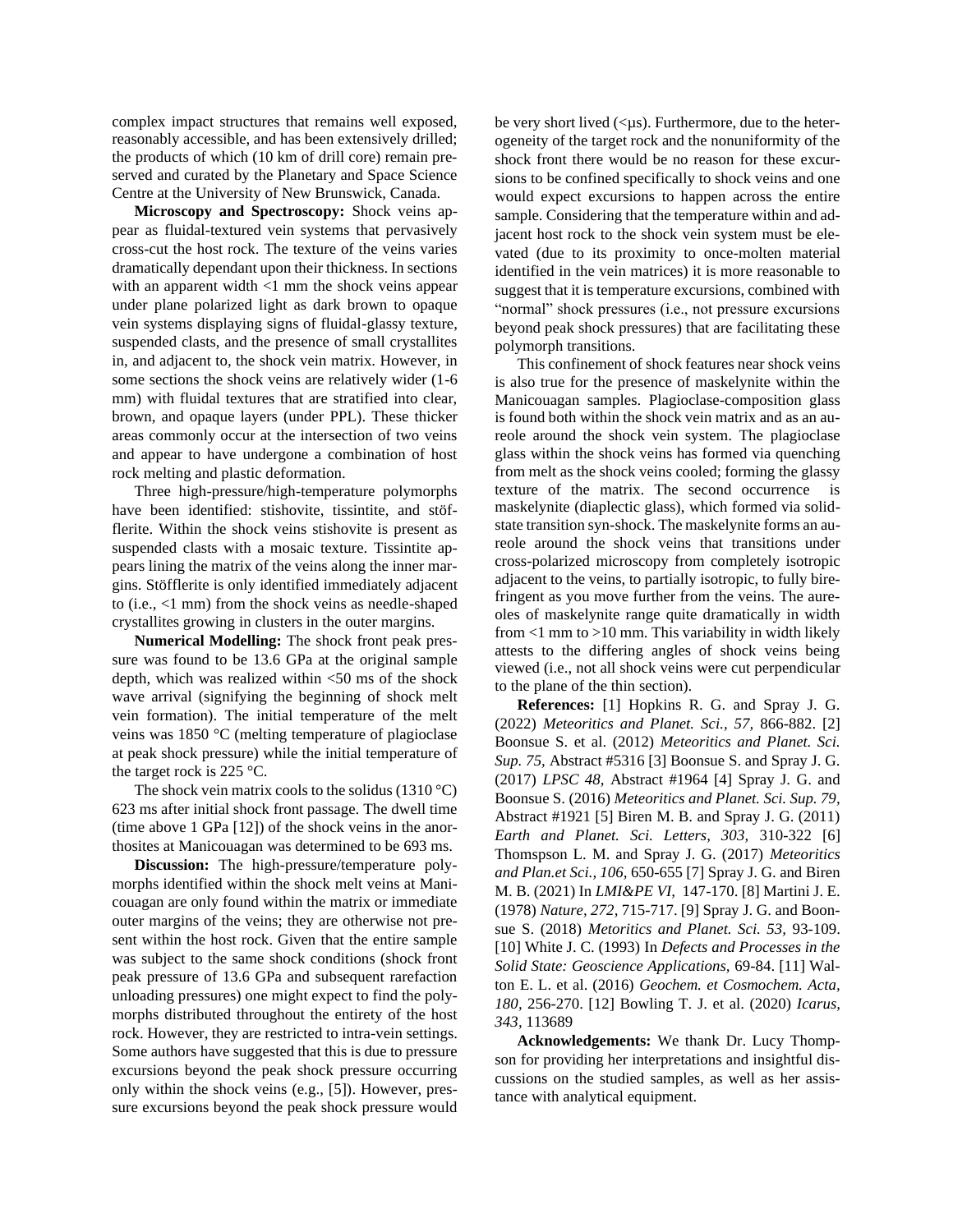complex impact structures that remains well exposed, reasonably accessible, and has been extensively drilled; the products of which (10 km of drill core) remain preserved and curated by the Planetary and Space Science Centre at the University of New Brunswick, Canada.

**Microscopy and Spectroscopy:** Shock veins appear as fluidal-textured vein systems that pervasively cross-cut the host rock. The texture of the veins varies dramatically dependant upon their thickness. In sections with an apparent width <1 mm the shock veins appear under plane polarized light as dark brown to opaque vein systems displaying signs of fluidal-glassy texture, suspended clasts, and the presence of small crystallites in, and adjacent to, the shock vein matrix. However, in some sections the shock veins are relatively wider (1-6 mm) with fluidal textures that are stratified into clear, brown, and opaque layers (under PPL). These thicker areas commonly occur at the intersection of two veins and appear to have undergone a combination of host rock melting and plastic deformation.

Three high-pressure/high-temperature polymorphs have been identified: stishovite, tissintite, and stöfflerite. Within the shock veins stishovite is present as suspended clasts with a mosaic texture. Tissintite appears lining the matrix of the veins along the inner margins. Stöfflerite is only identified immediately adjacent to (i.e., <1 mm) from the shock veins as needle-shaped crystallites growing in clusters in the outer margins.

**Numerical Modelling:** The shock front peak pressure was found to be 13.6 GPa at the original sample depth, which was realized within <50 ms of the shock wave arrival (signifying the beginning of shock melt vein formation). The initial temperature of the melt veins was 1850 °C (melting temperature of plagioclase at peak shock pressure) while the initial temperature of the target rock is 225 °C.

The shock vein matrix cools to the solidus (1310 °C) 623 ms after initial shock front passage. The dwell time (time above 1 GPa [12]) of the shock veins in the anorthosites at Manicouagan was determined to be 693 ms.

**Discussion:** The high-pressure/temperature polymorphs identified within the shock melt veins at Manicouagan are only found within the matrix or immediate outer margins of the veins; they are otherwise not present within the host rock. Given that the entire sample was subject to the same shock conditions (shock front peak pressure of 13.6 GPa and subsequent rarefaction unloading pressures) one might expect to find the polymorphs distributed throughout the entirety of the host rock. However, they are restricted to intra-vein settings. Some authors have suggested that this is due to pressure excursions beyond the peak shock pressure occurring only within the shock veins (e.g., [5]). However, pressure excursions beyond the peak shock pressure would be very short lived (<μs). Furthermore, due to the heterogeneity of the target rock and the nonuniformity of the shock front there would be no reason for these excursions to be confined specifically to shock veins and one would expect excursions to happen across the entire sample. Considering that the temperature within and adjacent host rock to the shock vein system must be elevated (due to its proximity to once-molten material identified in the vein matrices) it is more reasonable to suggest that it is temperature excursions, combined with "normal" shock pressures (i.e., not pressure excursions beyond peak shock pressures) that are facilitating these polymorph transitions.

This confinement of shock features near shock veins is also true for the presence of maskelynite within the Manicouagan samples. Plagioclase-composition glass is found both within the shock vein matrix and as an aureole around the shock vein system. The plagioclase glass within the shock veins has formed via quenching from melt as the shock veins cooled; forming the glassy texture of the matrix. The second occurrence is maskelynite (diaplectic glass), which formed via solid-state transition syn-shock. The maskelynite forms an aureole around the shock veins that transitions under cross-polarized microscopy from completely isotropic adjacent to the veins, to partially isotropic, to fully birefringent as you move further from the veins. The aureoles of maskelynite range quite dramatically in width from <1 mm to >10 mm. This variability in width likely attests to the differing angles of shock veins being viewed (i.e., not all shock veins were cut perpendicular to the plane of the thin section).

**References:** [1] Hopkins R. G. and Spray J. G. (2022) *Meteoritics and Planet. Sci., 57,* 866-882. [2] Boonsue S. et al. (2012) *Meteoritics and Planet. Sci. Sup. 75,* Abstract #5316 [3] Boonsue S. and Spray J. G. (2017) *LPSC 48,* Abstract #1964 [4] Spray J. G. and Boonsue S. (2016) *Meteoritics and Planet. Sci. Sup. 79,* Abstract #1921 [5] Biren M. B. and Spray J. G. (2011) *Earth and Planet. Sci. Letters, 303,* 310-322 [6] Thomspson L. M. and Spray J. G. (2017) *Meteoritics and Plan.et Sci., 106,* 650-655 [7] Spray J. G. and Biren M. B. (2021) In *LMI&PE VI,* 147-170. [8] Martini J. E. (1978) *Nature, 272,* 715-717. [9] Spray J. G. and Boonsue S. (2018) *Metoritics and Planet. Sci. 53,* 93-109. [10] White J. C. (1993) In *Defects and Processes in the Solid State: Geoscience Applications,* 69-84. [11] Walton E. L. et al. (2016) *Geochem. et Cosmochem. Acta, 180,* 256-270. [12] Bowling T. J. et al. (2020) *Icarus, 343,* 113689

**Acknowledgements:** We thank Dr. Lucy Thompson for providing her interpretations and insightful discussions on the studied samples, as well as her assistance with analytical equipment.